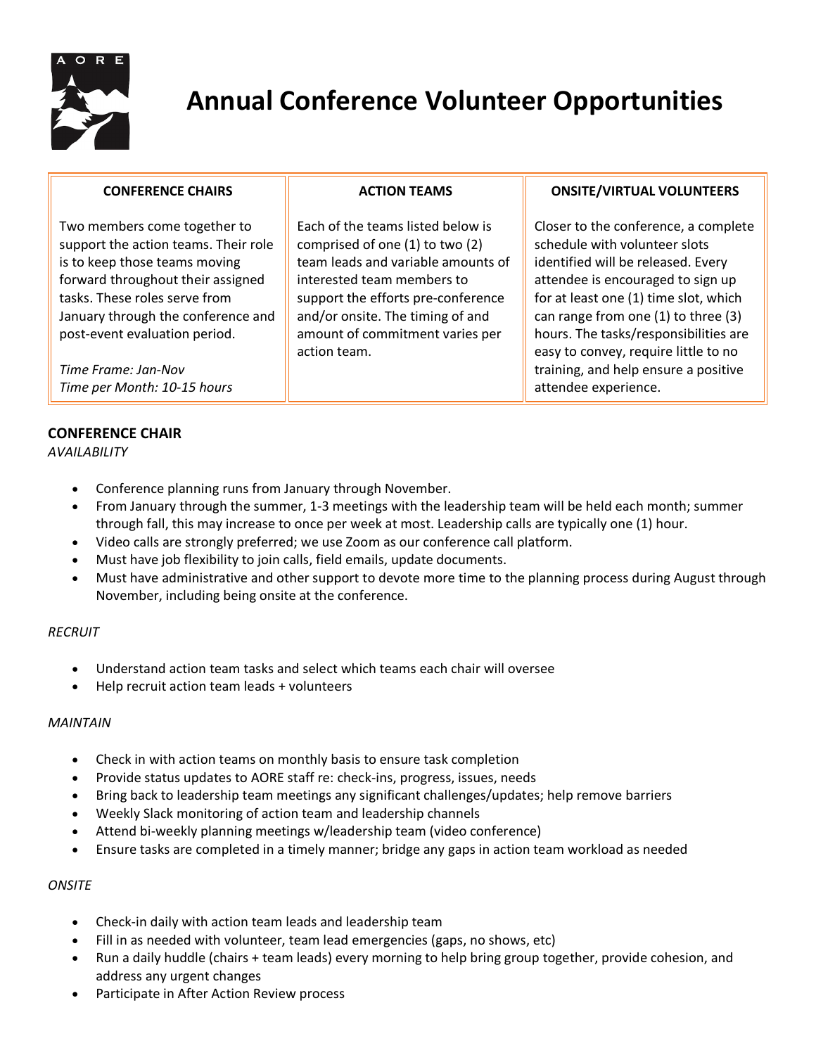# Annual Conference Volunteer Opportunities

| CONFERENCE CHAIRS | ACTION TEAMS | ONSITE/VIRTUAL VOLUNTEERS |
|---|---|---|
| Two members come together to support the action teams. Their role is to keep those teams moving forward throughout their assigned tasks. These roles serve from January through the conference and post-event evaluation period.<br><br>*Time Frame: Jan-Nov*<br>*Time per Month: 10-15 hours* | Each of the teams listed below is comprised of one (1) to two (2) team leads and variable amounts of interested team members to support the efforts pre-conference and/or onsite. The timing of and amount of commitment varies per action team. | Closer to the conference, a complete schedule with volunteer slots identified will be released. Every attendee is encouraged to sign up for at least one (1) time slot, which can range from one (1) to three (3) hours. The tasks/responsibilities are easy to convey, require little to no training, and help ensure a positive attendee experience. |

## CONFERENCE CHAIR

*AVAILABILITY*

- Conference planning runs from January through November.
- From January through the summer, 1-3 meetings with the leadership team will be held each month; summer through fall, this may increase to once per week at most. Leadership calls are typically one (1) hour.
- Video calls are strongly preferred; we use Zoom as our conference call platform.
- Must have job flexibility to join calls, field emails, update documents.
- Must have administrative and other support to devote more time to the planning process during August through November, including being onsite at the conference.

*RECRUIT*

- Understand action team tasks and select which teams each chair will oversee
- Help recruit action team leads + volunteers

*MAINTAIN*

- Check in with action teams on monthly basis to ensure task completion
- Provide status updates to AORE staff re: check-ins, progress, issues, needs
- Bring back to leadership team meetings any significant challenges/updates; help remove barriers
- Weekly Slack monitoring of action team and leadership channels
- Attend bi-weekly planning meetings w/leadership team (video conference)
- Ensure tasks are completed in a timely manner; bridge any gaps in action team workload as needed

*ONSITE*

- Check-in daily with action team leads and leadership team
- Fill in as needed with volunteer, team lead emergencies (gaps, no shows, etc)
- Run a daily huddle (chairs + team leads) every morning to help bring group together, provide cohesion, and address any urgent changes
- Participate in After Action Review process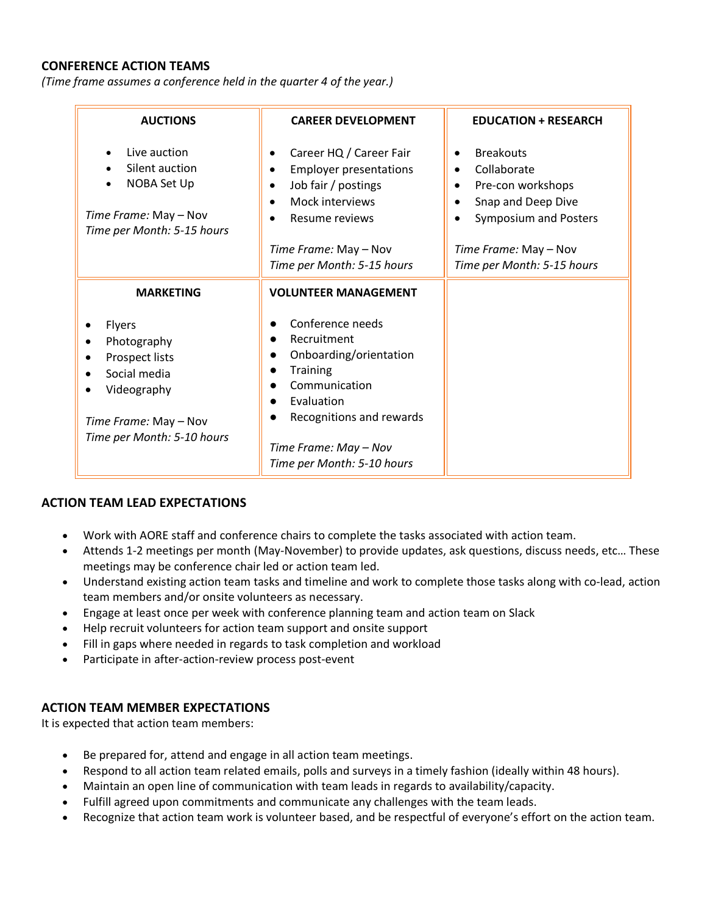## CONFERENCE ACTION TEAMS

*(Time frame assumes a conference held in the quarter 4 of the year.)*

| AUCTIONS | CAREER DEVELOPMENT | EDUCATION + RESEARCH |
|---|---|---|
| • Live auction<br>• Silent auction<br>• NOBA Set Up<br><br>*Time Frame:* May – Nov<br>*Time per Month: 5-15 hours* | • Career HQ / Career Fair<br>• Employer presentations<br>• Job fair / postings<br>• Mock interviews<br>• Resume reviews<br><br>*Time Frame:* May – Nov<br>*Time per Month: 5-15 hours* | • Breakouts<br>• Collaborate<br>• Pre-con workshops<br>• Snap and Deep Dive<br>• Symposium and Posters<br><br>*Time Frame:* May – Nov<br>*Time per Month: 5-15 hours* |
| **MARKETING** | **VOLUNTEER MANAGEMENT** | |
| • Flyers<br>• Photography<br>• Prospect lists<br>• Social media<br>• Videography<br><br>*Time Frame:* May – Nov<br>*Time per Month: 5-10 hours* | • Conference needs<br>• Recruitment<br>• Onboarding/orientation<br>• Training<br>• Communication<br>• Evaluation<br>• Recognitions and rewards<br><br>*Time Frame: May – Nov*<br>*Time per Month: 5-10 hours* | |

## ACTION TEAM LEAD EXPECTATIONS

- Work with AORE staff and conference chairs to complete the tasks associated with action team.
- Attends 1-2 meetings per month (May-November) to provide updates, ask questions, discuss needs, etc… These meetings may be conference chair led or action team led.
- Understand existing action team tasks and timeline and work to complete those tasks along with co-lead, action team members and/or onsite volunteers as necessary.
- Engage at least once per week with conference planning team and action team on Slack
- Help recruit volunteers for action team support and onsite support
- Fill in gaps where needed in regards to task completion and workload
- Participate in after-action-review process post-event

## ACTION TEAM MEMBER EXPECTATIONS

It is expected that action team members:

- Be prepared for, attend and engage in all action team meetings.
- Respond to all action team related emails, polls and surveys in a timely fashion (ideally within 48 hours).
- Maintain an open line of communication with team leads in regards to availability/capacity.
- Fulfill agreed upon commitments and communicate any challenges with the team leads.
- Recognize that action team work is volunteer based, and be respectful of everyone's effort on the action team.